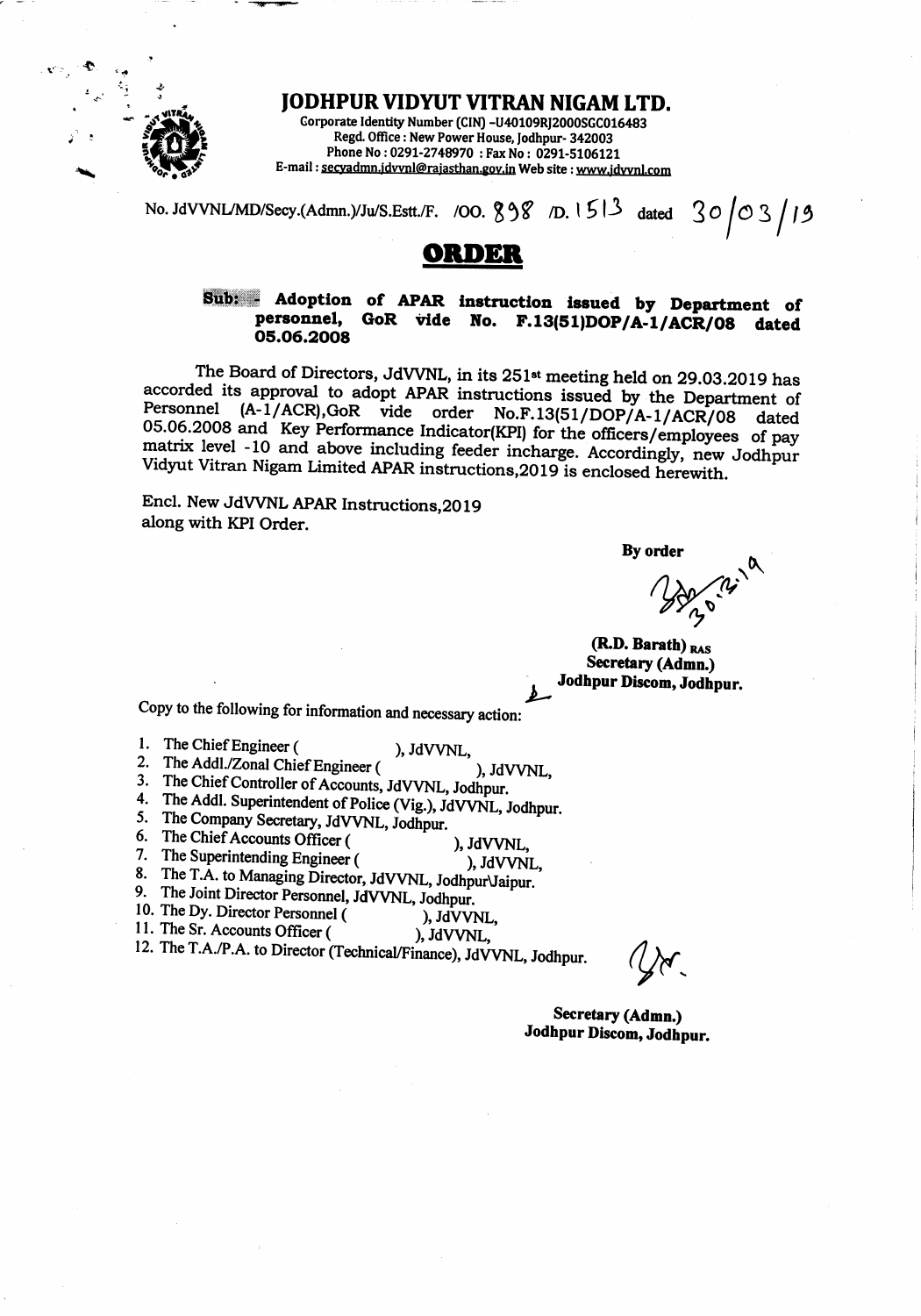# JODHPUR VIDYUT VITRAN NIGAM LTD.

Corporate Identity Number (CIN) -U40109RJ2000SGC016483
Regd. Office : New Power House, Jodhpur- 342003
Phone No : 0291-2748970 : Fax No : 0291-5106121
E-mail : secyadmn.jdvvnl@rajasthan.gov.in Web site : www.jdvvnl.com

No. JdVVNL/MD/Secy.(Admn.)/Ju/S.Estt./F. /OO. 898 /D. 1513 dated 30/03/19

## ORDER

**Sub: - Adoption of APAR instruction issued by Department of personnel, GoR vide No. F.13(51)DOP/A-1/ACR/08 dated 05.06.2008**

The Board of Directors, JdVVNL, in its 251st meeting held on 29.03.2019 has accorded its approval to adopt APAR instructions issued by the Department of Personnel (A-1/ACR),GoR vide order No.F.13(51/DOP/A-1/ACR/08 dated 05.06.2008 and Key Performance Indicator(KPI) for the officers/employees of pay matrix level -10 and above including feeder incharge. Accordingly, new Jodhpur Vidyut Vitran Nigam Limited APAR instructions,2019 is enclosed herewith.

Encl. New JdVVNL APAR Instructions,2019
along with KPI Order.

By order

30.3.19

**(R.D. Barath) RAS**
**Secretary (Admn.)**
**Jodhpur Discom, Jodhpur.**

Copy to the following for information and necessary action:

1. The Chief Engineer ( ), JdVVNL,
2. The Addl./Zonal Chief Engineer ( ), JdVVNL,
3. The Chief Controller of Accounts, JdVVNL, Jodhpur.
4. The Addl. Superintendent of Police (Vig.), JdVVNL, Jodhpur.
5. The Company Secretary, JdVVNL, Jodhpur.
6. The Chief Accounts Officer ( ), JdVVNL,
7. The Superintending Engineer ( ), JdVVNL,
8. The T.A. to Managing Director, JdVVNL, Jodhpur\Jaipur.
9. The Joint Director Personnel, JdVVNL, Jodhpur.
10. The Dy. Director Personnel ( ), JdVVNL,
11. The Sr. Accounts Officer ( ), JdVVNL,
12. The T.A./P.A. to Director (Technical/Finance), JdVVNL, Jodhpur.

**Secretary (Admn.)**
**Jodhpur Discom, Jodhpur.**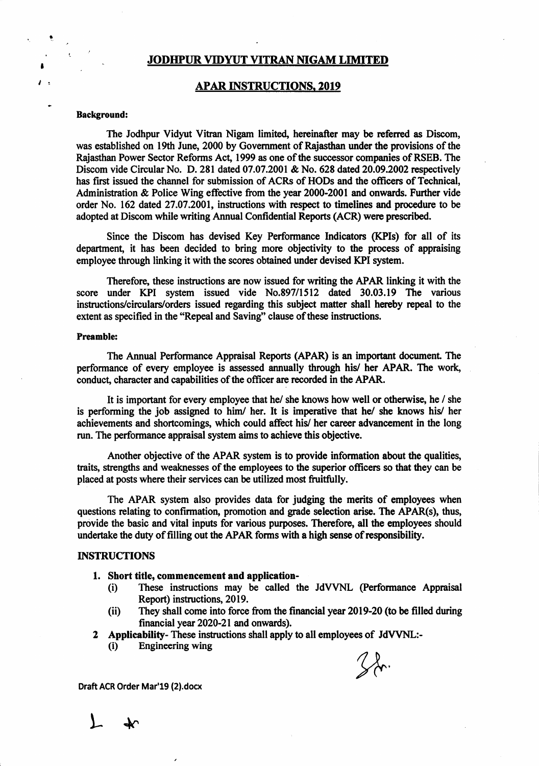# JODHPUR VIDYUT VITRAN NIGAM LIMITED

## APAR INSTRUCTIONS, 2019

**Background:**

The Jodhpur Vidyut Vitran Nigam limited, hereinafter may be referred as Discom, was established on 19th June, 2000 by Government of Rajasthan under the provisions of the Rajasthan Power Sector Reforms Act, 1999 as one of the successor companies of RSEB. The Discom vide Circular No. D. 281 dated 07.07.2001 & No. 628 dated 20.09.2002 respectively has first issued the channel for submission of ACRs of HODs and the officers of Technical, Administration & Police Wing effective from the year 2000-2001 and onwards. Further vide order No. 162 dated 27.07.2001, instructions with respect to timelines and procedure to be adopted at Discom while writing Annual Confidential Reports (ACR) were prescribed.

Since the Discom has devised Key Performance Indicators (KPIs) for all of its department, it has been decided to bring more objectivity to the process of appraising employee through linking it with the scores obtained under devised KPI system.

Therefore, these instructions are now issued for writing the APAR linking it with the score under KPI system issued vide No.897/1512 dated 30.03.19 The various instructions/circulars/orders issued regarding this subject matter shall hereby repeal to the extent as specified in the "Repeal and Saving" clause of these instructions.

**Preamble:**

The Annual Performance Appraisal Reports (APAR) is an important document. The performance of every employee is assessed annually through his/ her APAR. The work, conduct, character and capabilities of the officer are recorded in the APAR.

It is important for every employee that he/ she knows how well or otherwise, he / she is performing the job assigned to him/ her. It is imperative that he/ she knows his/ her achievements and shortcomings, which could affect his/ her career advancement in the long run. The performance appraisal system aims to achieve this objective.

Another objective of the APAR system is to provide information about the qualities, traits, strengths and weaknesses of the employees to the superior officers so that they can be placed at posts where their services can be utilized most fruitfully.

The APAR system also provides data for judging the merits of employees when questions relating to confirmation, promotion and grade selection arise. The APAR(s), thus, provide the basic and vital inputs for various purposes. Therefore, all the employees should undertake the duty of filling out the APAR forms with a high sense of responsibility.

## INSTRUCTIONS

1. **Short title, commencement and application-**
   (i) These instructions may be called the JdVVNL (Performance Appraisal Report) instructions, 2019.
   (ii) They shall come into force from the financial year 2019-20 (to be filled during financial year 2020-21 and onwards).
2. **Applicability**- These instructions shall apply to all employees of JdVVNL:-
   (i) Engineering wing

Draft ACR Order Mar'19 (2).docx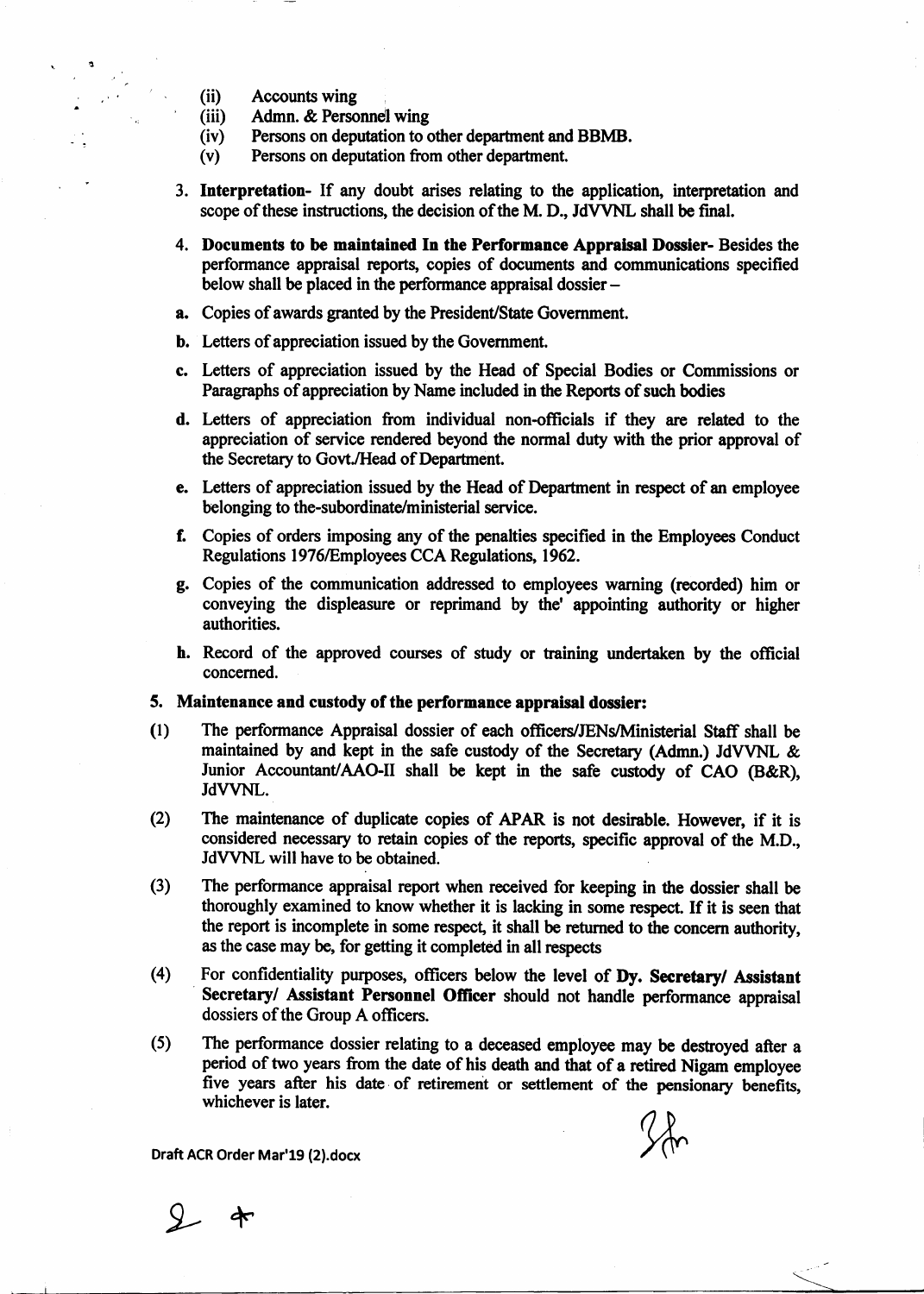(ii) Accounts wing
(iii) Admn. & Personnel wing
(iv) Persons on deputation to other department and BBMB.
(v) Persons on deputation from other department.

3. **Interpretation-** If any doubt arises relating to the application, interpretation and scope of these instructions, the decision of the M. D., JdVVNL shall be final.

4. **Documents to be maintained In the Performance Appraisal Dossier-** Besides the performance appraisal reports, copies of documents and communications specified below shall be placed in the performance appraisal dossier –

**a.** Copies of awards granted by the President/State Government.

**b.** Letters of appreciation issued by the Government.

**c.** Letters of appreciation issued by the Head of Special Bodies or Commissions or Paragraphs of appreciation by Name included in the Reports of such bodies

**d.** Letters of appreciation from individual non-officials if they are related to the appreciation of service rendered beyond the normal duty with the prior approval of the Secretary to Govt./Head of Department.

**e.** Letters of appreciation issued by the Head of Department in respect of an employee belonging to the-subordinate/ministerial service.

**f.** Copies of orders imposing any of the penalties specified in the Employees Conduct Regulations 1976/Employees CCA Regulations, 1962.

**g.** Copies of the communication addressed to employees warning (recorded) him or conveying the displeasure or reprimand by the' appointing authority or higher authorities.

**h.** Record of the approved courses of study or training undertaken by the official concerned.

**5. Maintenance and custody of the performance appraisal dossier:**

(1) The performance Appraisal dossier of each officers/JENs/Ministerial Staff shall be maintained by and kept in the safe custody of the Secretary (Admn.) JdVVNL & Junior Accountant/AAO-II shall be kept in the safe custody of CAO (B&R), JdVVNL.

(2) The maintenance of duplicate copies of APAR is not desirable. However, if it is considered necessary to retain copies of the reports, specific approval of the M.D., JdVVNL will have to be obtained.

(3) The performance appraisal report when received for keeping in the dossier shall be thoroughly examined to know whether it is lacking in some respect. If it is seen that the report is incomplete in some respect, it shall be returned to the concern authority, as the case may be, for getting it completed in all respects

(4) For confidentiality purposes, officers below the level of **Dy. Secretary/ Assistant Secretary/ Assistant Personnel Officer** should not handle performance appraisal dossiers of the Group A officers.

(5) The performance dossier relating to a deceased employee may be destroyed after a period of two years from the date of his death and that of a retired Nigam employee five years after his date of retirement or settlement of the pensionary benefits, whichever is later.

Draft ACR Order Mar'19 (2).docx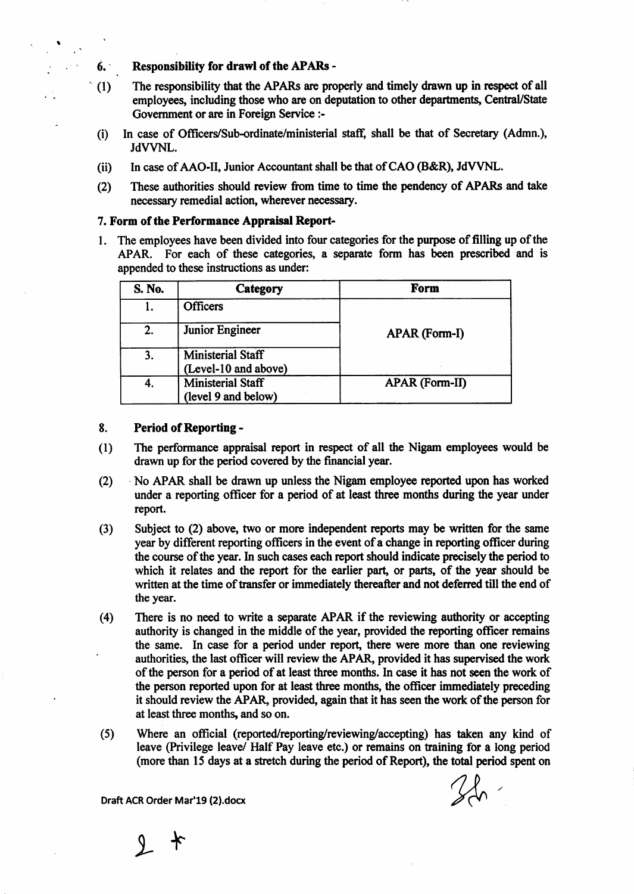### 6. Responsibility for drawl of the APARs -

(1) The responsibility that the APARs are properly and timely drawn up in respect of all employees, including those who are on deputation to other departments, Central/State Government or are in Foreign Service :-

(i) In case of Officers/Sub-ordinate/ministerial staff, shall be that of Secretary (Admn.), JdVVNL.

(ii) In case of AAO-II, Junior Accountant shall be that of CAO (B&R), JdVVNL.

(2) These authorities should review from time to time the pendency of APARs and take necessary remedial action, wherever necessary.

### 7. Form of the Performance Appraisal Report-

1. The employees have been divided into four categories for the purpose of filling up of the APAR. For each of these categories, a separate form has been prescribed and is appended to these instructions as under:

| S. No. | Category | Form |
|---|---|---|
| 1. | Officers | APAR (Form-I) |
| 2. | Junior Engineer | |
| 3. | Ministerial Staff (Level-10 and above) | |
| 4. | Ministerial Staff (level 9 and below) | APAR (Form-II) |

### 8. Period of Reporting -

(1) The performance appraisal report in respect of all the Nigam employees would be drawn up for the period covered by the financial year.

(2) No APAR shall be drawn up unless the Nigam employee reported upon has worked under a reporting officer for a period of at least three months during the year under report.

(3) Subject to (2) above, two or more independent reports may be written for the same year by different reporting officers in the event of a change in reporting officer during the course of the year. In such cases each report should indicate precisely the period to which it relates and the report for the earlier part, or parts, of the year should be written at the time of transfer or immediately thereafter and not deferred till the end of the year.

(4) There is no need to write a separate APAR if the reviewing authority or accepting authority is changed in the middle of the year, provided the reporting officer remains the same. In case for a period under report, there were more than one reviewing authorities, the last officer will review the APAR, provided it has supervised the work of the person for a period of at least three months. In case it has not seen the work of the person reported upon for at least three months, the officer immediately preceding it should review the APAR, provided, again that it has seen the work of the person for at least three months, and so on.

(5) Where an official (reported/reporting/reviewing/accepting) has taken any kind of leave (Privilege leave/ Half Pay leave etc.) or remains on training for a long period (more than 15 days at a stretch during the period of Report), the total period spent on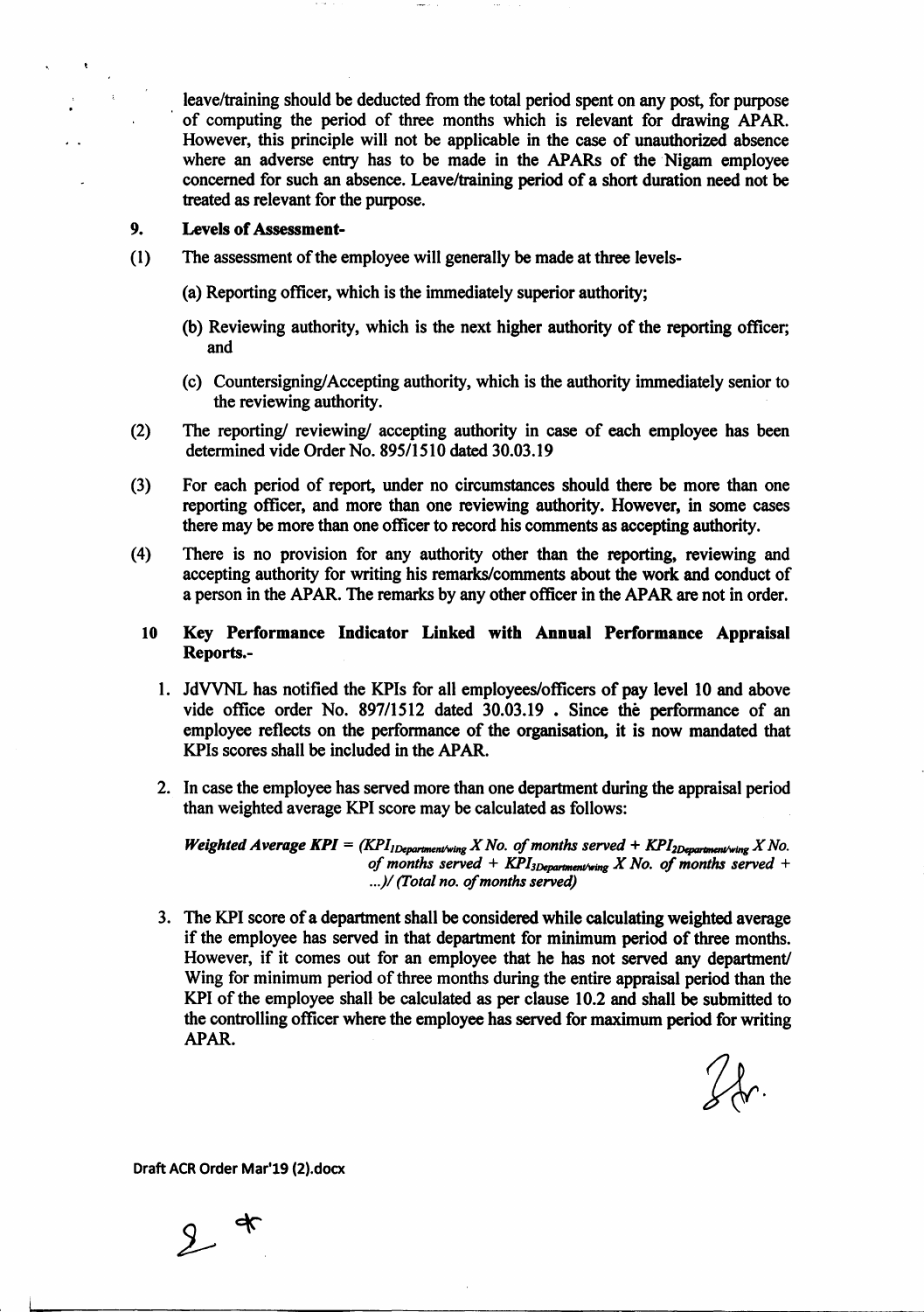leave/training should be deducted from the total period spent on any post, for purpose of computing the period of three months which is relevant for drawing APAR. However, this principle will not be applicable in the case of unauthorized absence where an adverse entry has to be made in the APARs of the Nigam employee concerned for such an absence. Leave/training period of a short duration need not be treated as relevant for the purpose.

**9. Levels of Assessment-**

(1) The assessment of the employee will generally be made at three levels-

(a) Reporting officer, which is the immediately superior authority;

(b) Reviewing authority, which is the next higher authority of the reporting officer; and

(c) Countersigning/Accepting authority, which is the authority immediately senior to the reviewing authority.

(2) The reporting/ reviewing/ accepting authority in case of each employee has been determined vide Order No. 895/1510 dated 30.03.19

(3) For each period of report, under no circumstances should there be more than one reporting officer, and more than one reviewing authority. However, in some cases there may be more than one officer to record his comments as accepting authority.

(4) There is no provision for any authority other than the reporting, reviewing and accepting authority for writing his remarks/comments about the work and conduct of a person in the APAR. The remarks by any other officer in the APAR are not in order.

**10 Key Performance Indicator Linked with Annual Performance Appraisal Reports.-**

1. JdVVNL has notified the KPIs for all employees/officers of pay level 10 and above vide office order No. 897/1512 dated 30.03.19 . Since the performance of an employee reflects on the performance of the organisation, it is now mandated that KPIs scores shall be included in the APAR.

2. In case the employee has served more than one department during the appraisal period than weighted average KPI score may be calculated as follows:

   ***Weighted Average KPI*** = $(KPI_{1Department/wing} \times \text{No. of months served} + KPI_{2Department/wing} \times \text{No. of months served} + KPI_{3Department/wing} \times \text{No. of months served} + \ldots) / (\text{Total no. of months served})$

3. The KPI score of a department shall be considered while calculating weighted average if the employee has served in that department for minimum period of three months. However, if it comes out for an employee that he has not served any department/ Wing for minimum period of three months during the entire appraisal period than the KPI of the employee shall be calculated as per clause 10.2 and shall be submitted to the controlling officer where the employee has served for maximum period for writing APAR.

Draft ACR Order Mar'19 (2).docx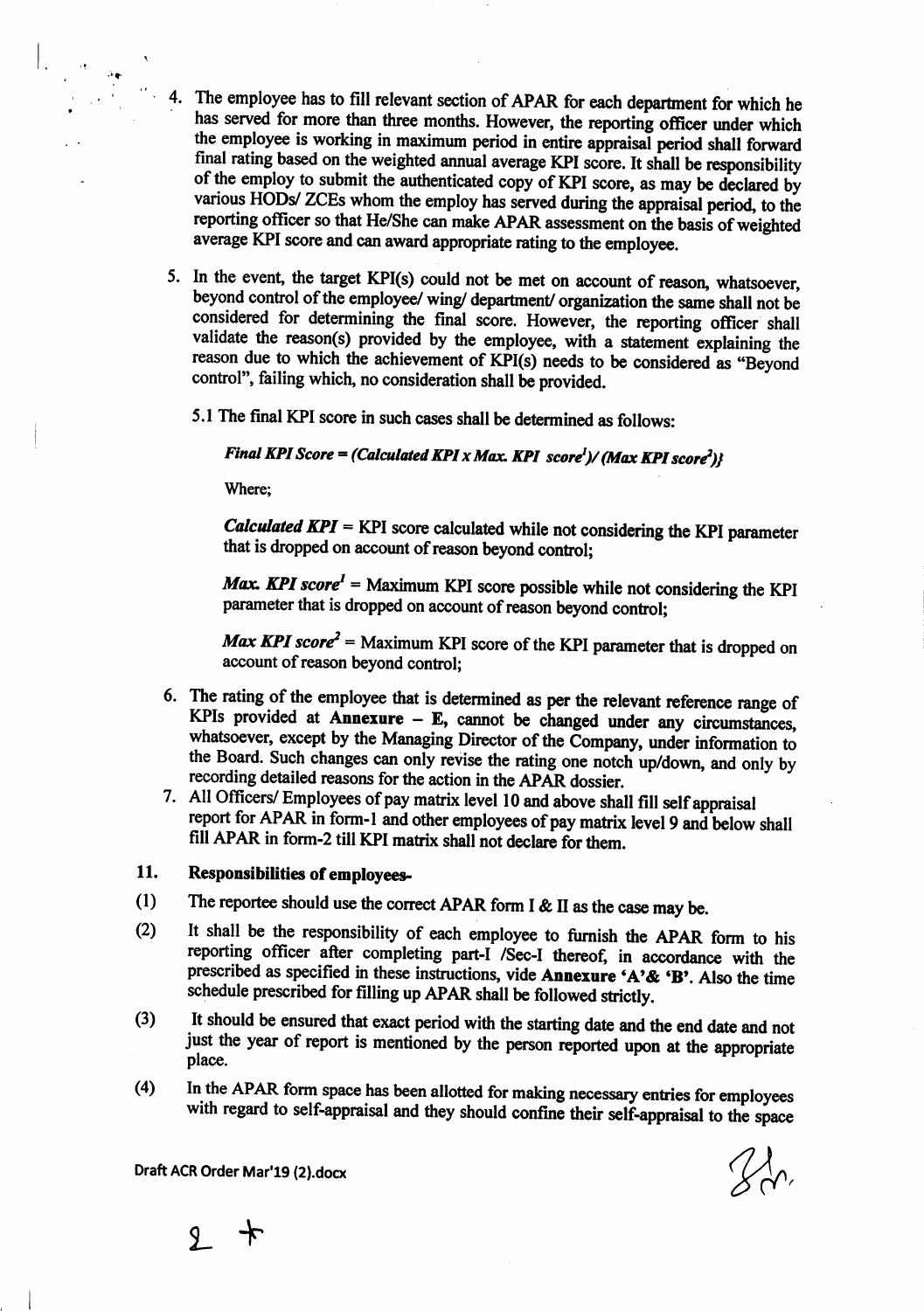4. The employee has to fill relevant section of APAR for each department for which he has served for more than three months. However, the reporting officer under which the employee is working in maximum period in entire appraisal period shall forward final rating based on the weighted annual average KPI score. It shall be responsibility of the employ to submit the authenticated copy of KPI score, as may be declared by various HODs/ ZCEs whom the employ has served during the appraisal period, to the reporting officer so that He/She can make APAR assessment on the basis of weighted average KPI score and can award appropriate rating to the employee.

5. In the event, the target KPI(s) could not be met on account of reason, whatsoever, beyond control of the employee/ wing/ department/ organization the same shall not be considered for determining the final score. However, the reporting officer shall validate the reason(s) provided by the employee, with a statement explaining the reason due to which the achievement of KPI(s) needs to be considered as "Beyond control", failing which, no consideration shall be provided.

   5.1 The final KPI score in such cases shall be determined as follows:

   ***Final KPI Score = (Calculated KPI x Max. KPI score$^1$)/ (Max KPI score$^2$)}***

   Where;

   ***Calculated KPI*** = KPI score calculated while not considering the KPI parameter that is dropped on account of reason beyond control;

   ***Max. KPI score$^1$*** = Maximum KPI score possible while not considering the KPI parameter that is dropped on account of reason beyond control;

   ***Max KPI score$^2$*** = Maximum KPI score of the KPI parameter that is dropped on account of reason beyond control;

6. The rating of the employee that is determined as per the relevant reference range of KPIs provided at **Annexure – E**, cannot be changed under any circumstances, whatsoever, except by the Managing Director of the Company, under information to the Board. Such changes can only revise the rating one notch up/down, and only by recording detailed reasons for the action in the APAR dossier.
7. All Officers/ Employees of pay matrix level 10 and above shall fill self appraisal report for APAR in form-1 and other employees of pay matrix level 9 and below shall fill APAR in form-2 till KPI matrix shall not declare for them.

## 11. Responsibilities of employees-

(1) The reportee should use the correct APAR form I & II as the case may be.

(2) It shall be the responsibility of each employee to furnish the APAR form to his reporting officer after completing part-I /Sec-I thereof, in accordance with the prescribed as specified in these instructions, vide **Annexure 'A'& 'B'**. Also the time schedule prescribed for filling up APAR shall be followed strictly.

(3) It should be ensured that exact period with the starting date and the end date and not just the year of report is mentioned by the person reported upon at the appropriate place.

(4) In the APAR form space has been allotted for making necessary entries for employees with regard to self-appraisal and they should confine their self-appraisal to the space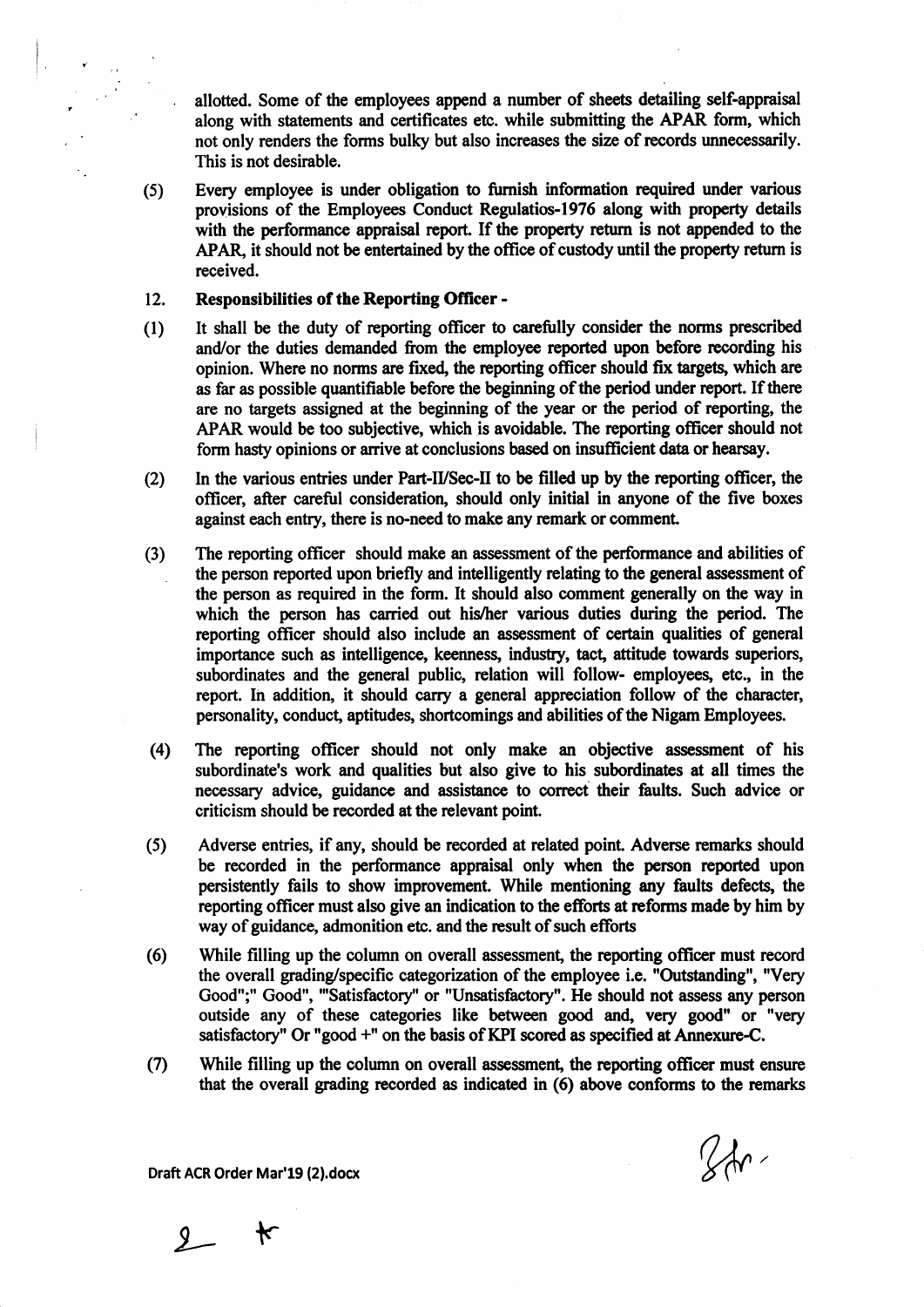allotted. Some of the employees append a number of sheets detailing self-appraisal along with statements and certificates etc. while submitting the APAR form, which not only renders the forms bulky but also increases the size of records unnecessarily. This is not desirable.

(5) Every employee is under obligation to furnish information required under various provisions of the Employees Conduct Regulatios-1976 along with property details with the performance appraisal report. If the property return is not appended to the APAR, it should not be entertained by the office of custody until the property return is received.

**12. Responsibilities of the Reporting Officer -**

(1) It shall be the duty of reporting officer to carefully consider the norms prescribed and/or the duties demanded from the employee reported upon before recording his opinion. Where no norms are fixed, the reporting officer should fix targets, which are as far as possible quantifiable before the beginning of the period under report. If there are no targets assigned at the beginning of the year or the period of reporting, the APAR would be too subjective, which is avoidable. The reporting officer should not form hasty opinions or arrive at conclusions based on insufficient data or hearsay.

(2) In the various entries under Part-II/Sec-II to be filled up by the reporting officer, the officer, after careful consideration, should only initial in anyone of the five boxes against each entry, there is no-need to make any remark or comment.

(3) The reporting officer should make an assessment of the performance and abilities of the person reported upon briefly and intelligently relating to the general assessment of the person as required in the form. It should also comment generally on the way in which the person has carried out his/her various duties during the period. The reporting officer should also include an assessment of certain qualities of general importance such as intelligence, keenness, industry, tact, attitude towards superiors, subordinates and the general public, relation will follow- employees, etc., in the report. In addition, it should carry a general appreciation follow of the character, personality, conduct, aptitudes, shortcomings and abilities of the Nigam Employees.

(4) The reporting officer should not only make an objective assessment of his subordinate's work and qualities but also give to his subordinates at all times the necessary advice, guidance and assistance to correct their faults. Such advice or criticism should be recorded at the relevant point.

(5) Adverse entries, if any, should be recorded at related point. Adverse remarks should be recorded in the performance appraisal only when the person reported upon persistently fails to show improvement. While mentioning any faults defects, the reporting officer must also give an indication to the efforts at reforms made by him by way of guidance, admonition etc. and the result of such efforts

(6) While filling up the column on overall assessment, the reporting officer must record the overall grading/specific categorization of the employee i.e. "Outstanding", "Very Good";" Good", "'Satisfactory" or "Unsatisfactory". He should not assess any person outside any of these categories like between good and, very good" or "very satisfactory" Or "good +" on the basis of KPI scored as specified at Annexure-C.

(7) While filling up the column on overall assessment, the reporting officer must ensure that the overall grading recorded as indicated in (6) above conforms to the remarks

Draft ACR Order Mar'19 (2).docx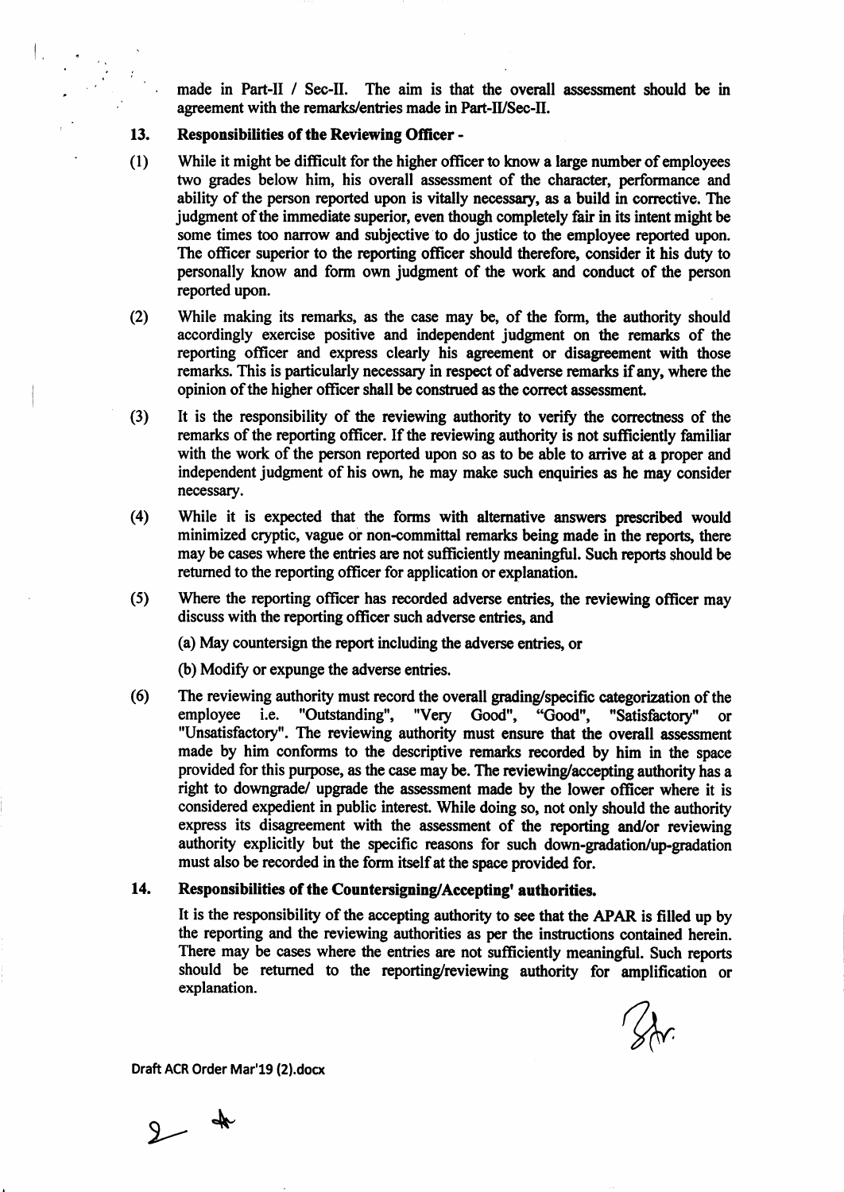made in Part-II / Sec-II. The aim is that the overall assessment should be in agreement with the remarks/entries made in Part-II/Sec-II.

**13. Responsibilities of the Reviewing Officer -**

(1) While it might be difficult for the higher officer to know a large number of employees two grades below him, his overall assessment of the character, performance and ability of the person reported upon is vitally necessary, as a build in corrective. The judgment of the immediate superior, even though completely fair in its intent might be some times too narrow and subjective to do justice to the employee reported upon. The officer superior to the reporting officer should therefore, consider it his duty to personally know and form own judgment of the work and conduct of the person reported upon.

(2) While making its remarks, as the case may be, of the form, the authority should accordingly exercise positive and independent judgment on the remarks of the reporting officer and express clearly his agreement or disagreement with those remarks. This is particularly necessary in respect of adverse remarks if any, where the opinion of the higher officer shall be construed as the correct assessment.

(3) It is the responsibility of the reviewing authority to verify the correctness of the remarks of the reporting officer. If the reviewing authority is not sufficiently familiar with the work of the person reported upon so as to be able to arrive at a proper and independent judgment of his own, he may make such enquiries as he may consider necessary.

(4) While it is expected that the forms with alternative answers prescribed would minimized cryptic, vague or non-committal remarks being made in the reports, there may be cases where the entries are not sufficiently meaningful. Such reports should be returned to the reporting officer for application or explanation.

(5) Where the reporting officer has recorded adverse entries, the reviewing officer may discuss with the reporting officer such adverse entries, and

(a) May countersign the report including the adverse entries, or

(b) Modify or expunge the adverse entries.

(6) The reviewing authority must record the overall grading/specific categorization of the employee i.e. "Outstanding", "Very Good", "Good", "Satisfactory" or "Unsatisfactory". The reviewing authority must ensure that the overall assessment made by him conforms to the descriptive remarks recorded by him in the space provided for this purpose, as the case may be. The reviewing/accepting authority has a right to downgrade/ upgrade the assessment made by the lower officer where it is considered expedient in public interest. While doing so, not only should the authority express its disagreement with the assessment of the reporting and/or reviewing authority explicitly but the specific reasons for such down-gradation/up-gradation must also be recorded in the form itself at the space provided for.

**14. Responsibilities of the Countersigning/Accepting' authorities.**

It is the responsibility of the accepting authority to see that the APAR is filled up by the reporting and the reviewing authorities as per the instructions contained herein. There may be cases where the entries are not sufficiently meaningful. Such reports should be returned to the reporting/reviewing authority for amplification or explanation.